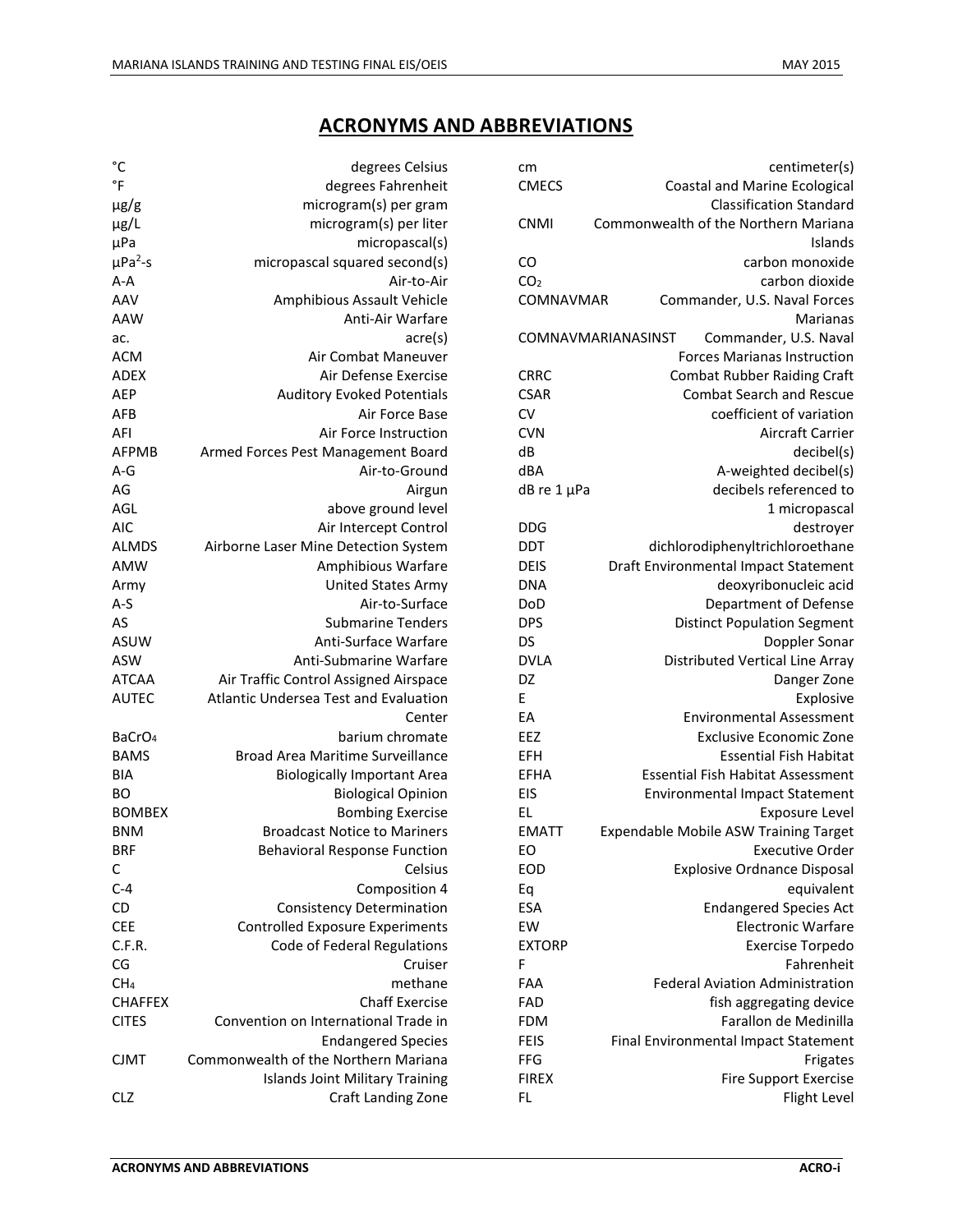# ACRONYMS AND ABBREVIATIONS

| Acronym | Definition |
|---|---|
| °C | degrees Celsius |
| °F | degrees Fahrenheit |
| µg/g | microgram(s) per gram |
| µg/L | microgram(s) per liter |
| µPa | micropascal(s) |
| $µPa^2$-s | micropascal squared second(s) |
| A-A | Air-to-Air |
| AAV | Amphibious Assault Vehicle |
| AAW | Anti-Air Warfare |
| ac. | acre(s) |
| ACM | Air Combat Maneuver |
| ADEX | Air Defense Exercise |
| AEP | Auditory Evoked Potentials |
| AFB | Air Force Base |
| AFI | Air Force Instruction |
| AFPMB | Armed Forces Pest Management Board |
| A-G | Air-to-Ground |
| AG | Airgun |
| AGL | above ground level |
| AIC | Air Intercept Control |
| ALMDS | Airborne Laser Mine Detection System |
| AMW | Amphibious Warfare |
| Army | United States Army |
| A-S | Air-to-Surface |
| AS | Submarine Tenders |
| ASUW | Anti-Surface Warfare |
| ASW | Anti-Submarine Warfare |
| ATCAA | Air Traffic Control Assigned Airspace |
| AUTEC | Atlantic Undersea Test and Evaluation Center |
| $BaCrO_4$ | barium chromate |
| BAMS | Broad Area Maritime Surveillance |
| BIA | Biologically Important Area |
| BO | Biological Opinion |
| BOMBEX | Bombing Exercise |
| BNM | Broadcast Notice to Mariners |
| BRF | Behavioral Response Function |
| C | Celsius |
| C-4 | Composition 4 |
| CD | Consistency Determination |
| CEE | Controlled Exposure Experiments |
| C.F.R. | Code of Federal Regulations |
| CG | Cruiser |
| $CH_4$ | methane |
| CHAFFEX | Chaff Exercise |
| CITES | Convention on International Trade in Endangered Species |
| CJMT | Commonwealth of the Northern Mariana Islands Joint Military Training |
| CLZ | Craft Landing Zone |
| cm | centimeter(s) |
| CMECS | Coastal and Marine Ecological Classification Standard |
| CNMI | Commonwealth of the Northern Mariana Islands |
| CO | carbon monoxide |
| $CO_2$ | carbon dioxide |
| COMNAVMAR | Commander, U.S. Naval Forces Marianas |
| COMNAVMARIANASINST | Commander, U.S. Naval Forces Marianas Instruction |
| CRRC | Combat Rubber Raiding Craft |
| CSAR | Combat Search and Rescue |
| CV | coefficient of variation |
| CVN | Aircraft Carrier |
| dB | decibel(s) |
| dBA | A-weighted decibel(s) |
| dB re 1 µPa | decibels referenced to 1 micropascal |
| DDG | destroyer |
| DDT | dichlorodiphenyltrichloroethane |
| DEIS | Draft Environmental Impact Statement |
| DNA | deoxyribonucleic acid |
| DoD | Department of Defense |
| DPS | Distinct Population Segment |
| DS | Doppler Sonar |
| DVLA | Distributed Vertical Line Array |
| DZ | Danger Zone |
| E | Explosive |
| EA | Environmental Assessment |
| EEZ | Exclusive Economic Zone |
| EFH | Essential Fish Habitat |
| EFHA | Essential Fish Habitat Assessment |
| EIS | Environmental Impact Statement |
| EL | Exposure Level |
| EMATT | Expendable Mobile ASW Training Target |
| EO | Executive Order |
| EOD | Explosive Ordnance Disposal |
| Eq | equivalent |
| ESA | Endangered Species Act |
| EW | Electronic Warfare |
| EXTORP | Exercise Torpedo |
| F | Fahrenheit |
| FAA | Federal Aviation Administration |
| FAD | fish aggregating device |
| FDM | Farallon de Medinilla |
| FEIS | Final Environmental Impact Statement |
| FFG | Frigates |
| FIREX | Fire Support Exercise |
| FL | Flight Level |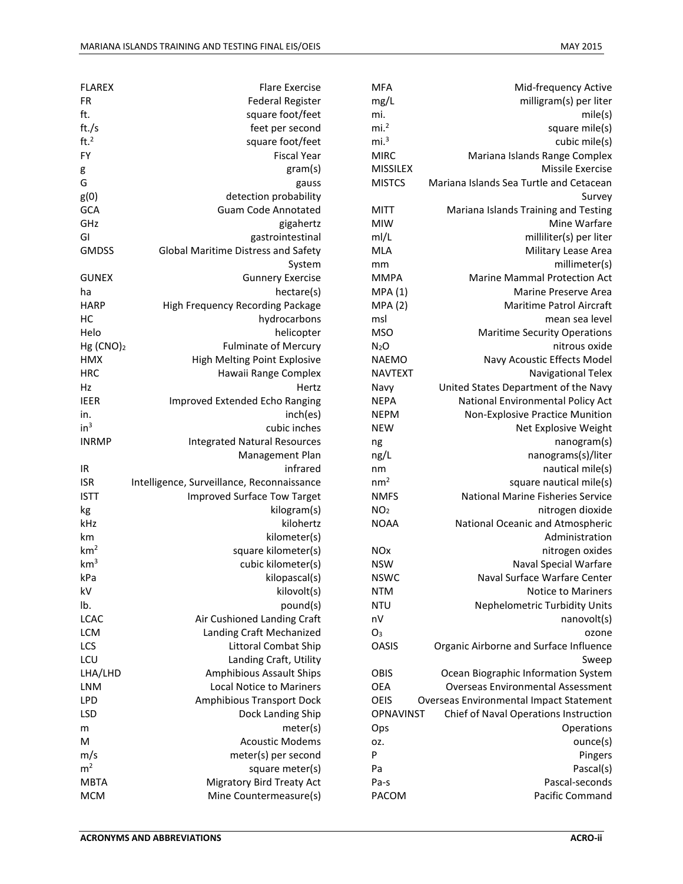| Acronym | Definition |
|---|---|
| FLAREX | Flare Exercise |
| FR | Federal Register |
| ft. | square foot/feet |
| ft./s | feet per second |
| $ft.^2$ | square foot/feet |
| FY | Fiscal Year |
| g | gram(s) |
| G | gauss |
| g(0) | detection probability |
| GCA | Guam Code Annotated |
| GHz | gigahertz |
| GI | gastrointestinal |
| GMDSS | Global Maritime Distress and Safety System |
| GUNEX | Gunnery Exercise |
| ha | hectare(s) |
| HARP | High Frequency Recording Package |
| HC | hydrocarbons |
| Helo | helicopter |
| $Hg(CNO)_2$ | Fulminate of Mercury |
| HMX | High Melting Point Explosive |
| HRC | Hawaii Range Complex |
| Hz | Hertz |
| IEER | Improved Extended Echo Ranging |
| in. | inch(es) |
| $in^3$ | cubic inches |
| INRMP | Integrated Natural Resources Management Plan |
| IR | infrared |
| ISR | Intelligence, Surveillance, Reconnaissance |
| ISTT | Improved Surface Tow Target |
| kg | kilogram(s) |
| kHz | kilohertz |
| km | kilometer(s) |
| $km^2$ | square kilometer(s) |
| $km^3$ | cubic kilometer(s) |
| kPa | kilopascal(s) |
| kV | kilovolt(s) |
| lb. | pound(s) |
| LCAC | Air Cushioned Landing Craft |
| LCM | Landing Craft Mechanized |
| LCS | Littoral Combat Ship |
| LCU | Landing Craft, Utility |
| LHA/LHD | Amphibious Assault Ships |
| LNM | Local Notice to Mariners |
| LPD | Amphibious Transport Dock |
| LSD | Dock Landing Ship |
| m | meter(s) |
| M | Acoustic Modems |
| m/s | meter(s) per second |
| $m^2$ | square meter(s) |
| MBTA | Migratory Bird Treaty Act |
| MCM | Mine Countermeasure(s) |
| MFA | Mid-frequency Active |
| mg/L | milligram(s) per liter |
| mi. | mile(s) |
| $mi.^2$ | square mile(s) |
| $mi.^3$ | cubic mile(s) |
| MIRC | Mariana Islands Range Complex |
| MISSILEX | Missile Exercise |
| MISTCS | Mariana Islands Sea Turtle and Cetacean Survey |
| MITT | Mariana Islands Training and Testing |
| MIW | Mine Warfare |
| ml/L | milliliter(s) per liter |
| MLA | Military Lease Area |
| mm | millimeter(s) |
| MMPA | Marine Mammal Protection Act |
| MPA (1) | Marine Preserve Area |
| MPA (2) | Maritime Patrol Aircraft |
| msl | mean sea level |
| MSO | Maritime Security Operations |
| $N_2O$ | nitrous oxide |
| NAEMO | Navy Acoustic Effects Model |
| NAVTEXT | Navigational Telex |
| Navy | United States Department of the Navy |
| NEPA | National Environmental Policy Act |
| NEPM | Non-Explosive Practice Munition |
| NEW | Net Explosive Weight |
| ng | nanogram(s) |
| ng/L | nanograms(s)/liter |
| nm | nautical mile(s) |
| $nm^2$ | square nautical mile(s) |
| NMFS | National Marine Fisheries Service |
| $NO_2$ | nitrogen dioxide |
| NOAA | National Oceanic and Atmospheric Administration |
| $NO_x$ | nitrogen oxides |
| NSW | Naval Special Warfare |
| NSWC | Naval Surface Warfare Center |
| NTM | Notice to Mariners |
| NTU | Nephelometric Turbidity Units |
| nV | nanovolt(s) |
| $O_3$ | ozone |
| OASIS | Organic Airborne and Surface Influence Sweep |
| OBIS | Ocean Biographic Information System |
| OEA | Overseas Environmental Assessment |
| OEIS | Overseas Environmental Impact Statement |
| OPNAVINST | Chief of Naval Operations Instruction |
| Ops | Operations |
| oz. | ounce(s) |
| P | Pingers |
| Pa | Pascal(s) |
| Pa-s | Pascal-seconds |
| PACOM | Pacific Command |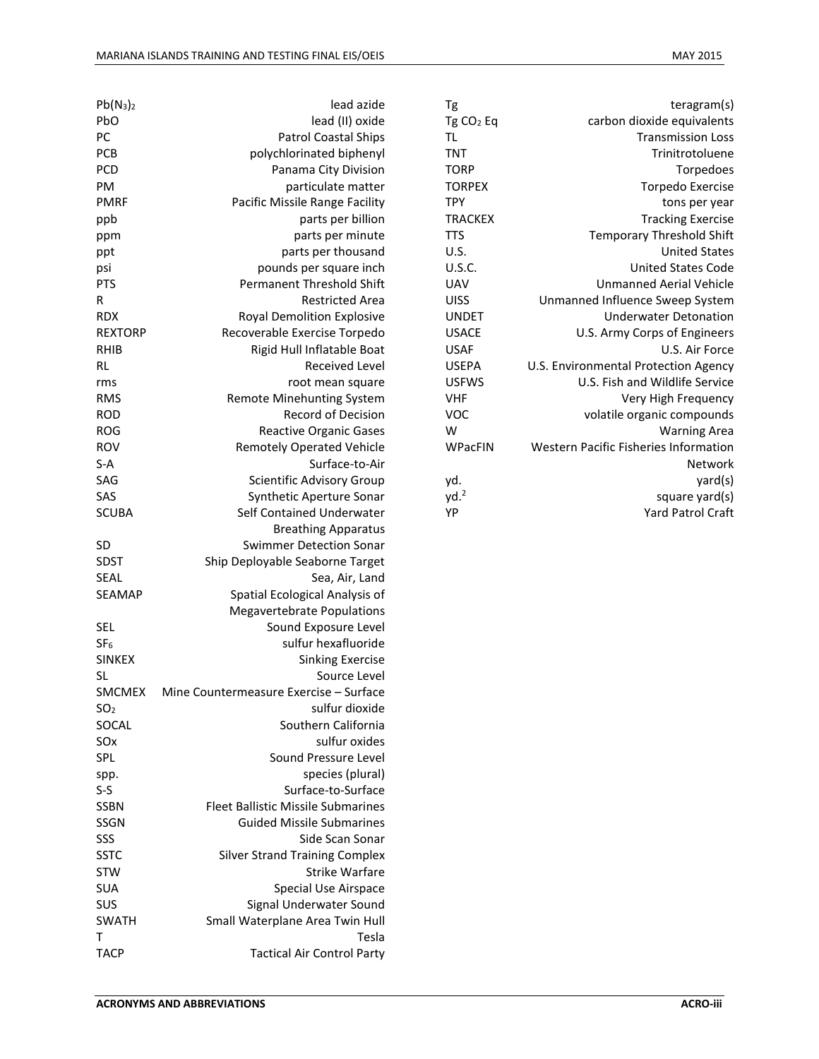| | |
|---|---|
| $Pb(N_3)_2$ | lead azide |
| PbO | lead (II) oxide |
| PC | Patrol Coastal Ships |
| PCB | polychlorinated biphenyl |
| PCD | Panama City Division |
| PM | particulate matter |
| PMRF | Pacific Missile Range Facility |
| ppb | parts per billion |
| ppm | parts per minute |
| ppt | parts per thousand |
| psi | pounds per square inch |
| PTS | Permanent Threshold Shift |
| R | Restricted Area |
| RDX | Royal Demolition Explosive |
| REXTORP | Recoverable Exercise Torpedo |
| RHIB | Rigid Hull Inflatable Boat |
| RL | Received Level |
| rms | root mean square |
| RMS | Remote Minehunting System |
| ROD | Record of Decision |
| ROG | Reactive Organic Gases |
| ROV | Remotely Operated Vehicle |
| S-A | Surface-to-Air |
| SAG | Scientific Advisory Group |
| SAS | Synthetic Aperture Sonar |
| SCUBA | Self Contained Underwater Breathing Apparatus |
| SD | Swimmer Detection Sonar |
| SDST | Ship Deployable Seaborne Target |
| SEAL | Sea, Air, Land |
| SEAMAP | Spatial Ecological Analysis of Megavertebrate Populations |
| SEL | Sound Exposure Level |
| $SF_6$ | sulfur hexafluoride |
| SINKEX | Sinking Exercise |
| SL | Source Level |
| SMCMEX | Mine Countermeasure Exercise – Surface |
| $SO_2$ | sulfur dioxide |
| SOCAL | Southern California |
| SOx | sulfur oxides |
| SPL | Sound Pressure Level |
| spp. | species (plural) |
| S-S | Surface-to-Surface |
| SSBN | Fleet Ballistic Missile Submarines |
| SSGN | Guided Missile Submarines |
| SSS | Side Scan Sonar |
| SSTC | Silver Strand Training Complex |
| STW | Strike Warfare |
| SUA | Special Use Airspace |
| SUS | Signal Underwater Sound |
| SWATH | Small Waterplane Area Twin Hull |
| T | Tesla |
| TACP | Tactical Air Control Party |
| Tg | teragram(s) |
| Tg $CO_2$ Eq | carbon dioxide equivalents |
| TL | Transmission Loss |
| TNT | Trinitrotoluene |
| TORP | Torpedoes |
| TORPEX | Torpedo Exercise |
| TPY | tons per year |
| TRACKEX | Tracking Exercise |
| TTS | Temporary Threshold Shift |
| U.S. | United States |
| U.S.C. | United States Code |
| UAV | Unmanned Aerial Vehicle |
| UISS | Unmanned Influence Sweep System |
| UNDET | Underwater Detonation |
| USACE | U.S. Army Corps of Engineers |
| USAF | U.S. Air Force |
| USEPA | U.S. Environmental Protection Agency |
| USFWS | U.S. Fish and Wildlife Service |
| VHF | Very High Frequency |
| VOC | volatile organic compounds |
| W | Warning Area |
| WPacFIN | Western Pacific Fisheries Information Network |
| yd. | yard(s) |
| $yd.^2$ | square yard(s) |
| YP | Yard Patrol Craft |